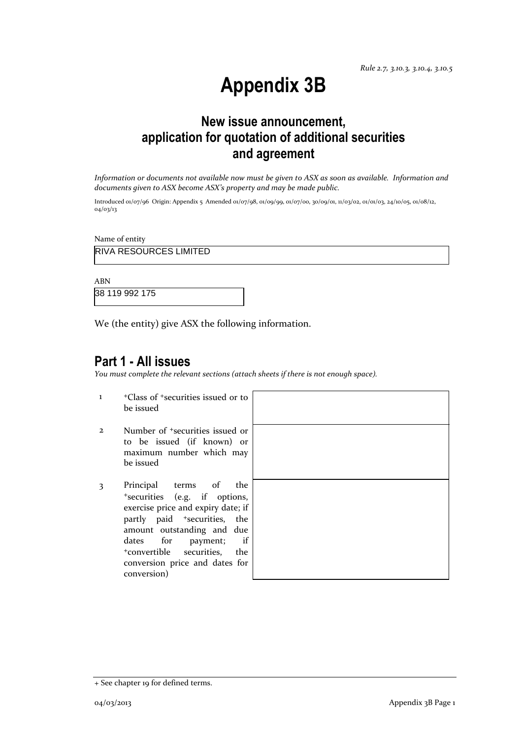*Rule 2.7, 3.10.3, 3.10.4, 3.10.5*

# Appendix 3B

## New issue announcement, application for quotation of additional securities and agreement

*Information or documents not available now must be given to ASX as soon as available. Information and documents given to ASX become ASX's property and may be made public.*

Introduced 01/07/96 Origin: Appendix 5 Amended 01/07/98, 01/09/99, 01/07/00, 30/09/01, 11/03/02, 01/01/03, 24/10/05, 01/08/12, 04/03/13

Name of entity

RIVA RESOURCES LIMITED

ABN

38 119 992 175

We (the entity) give ASX the following information.

## Part 1 - All issues

*You must complete the relevant sections (attach sheets if there is not enough space).*

| | | |
|---|---|---|
| 1 | +Class of +securities issued or to be issued | |
| 2 | Number of +securities issued or to be issued (if known) or maximum number which may be issued | |
| 3 | Principal terms of the +securities (e.g. if options, exercise price and expiry date; if partly paid +securities, the amount outstanding and due dates for payment; if +convertible securities, the conversion price and dates for conversion) | |

+ See chapter 19 for defined terms.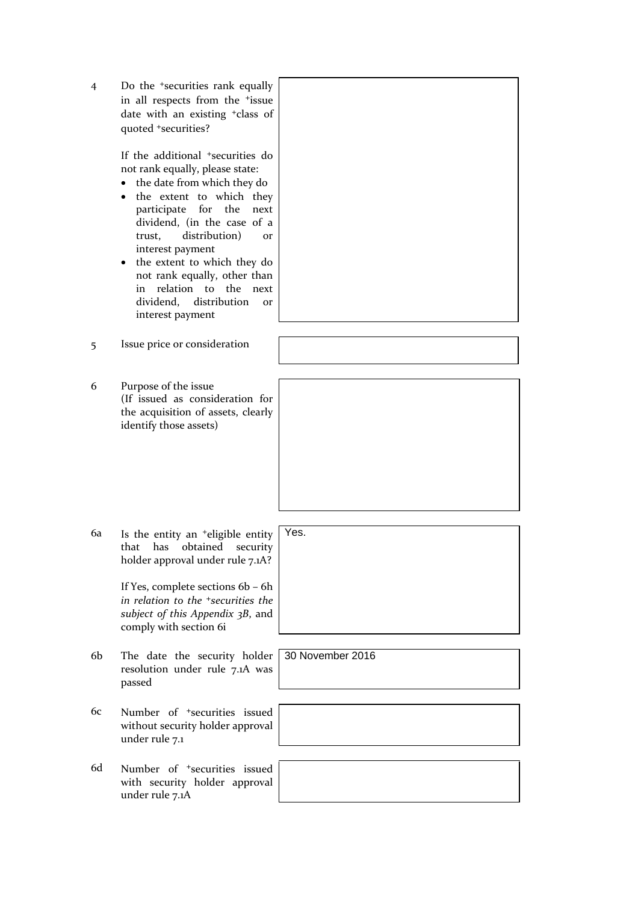| | | |
|---|---|---|
| 4 | Do the +securities rank equally in all respects from the +issue date with an existing +class of quoted +securities?<br><br>If the additional +securities do not rank equally, please state:<br>• the date from which they do<br>• the extent to which they participate for the next dividend, (in the case of a trust, distribution) or interest payment<br>• the extent to which they do not rank equally, other than in relation to the next dividend, distribution or interest payment | |
| 5 | Issue price or consideration | |
| 6 | Purpose of the issue<br>(If issued as consideration for the acquisition of assets, clearly identify those assets) | |
| 6a | Is the entity an +eligible entity that has obtained security holder approval under rule 7.1A?<br><br>If Yes, complete sections 6b – 6h *in relation to the +securities the subject of this Appendix 3B*, and comply with section 6i | Yes. |
| 6b | The date the security holder resolution under rule 7.1A was passed | 30 November 2016 |
| 6c | Number of +securities issued without security holder approval under rule 7.1 | |
| 6d | Number of +securities issued with security holder approval under rule 7.1A | |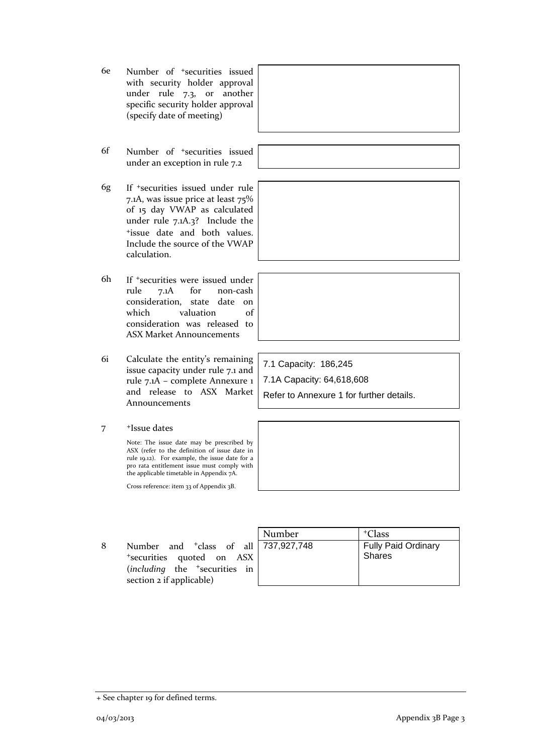| | | |
|---|---|---|
| 6e | Number of +securities issued with security holder approval under rule 7.3, or another specific security holder approval (specify date of meeting) | |
| 6f | Number of +securities issued under an exception in rule 7.2 | |
| 6g | If +securities issued under rule 7.1A, was issue price at least 75% of 15 day VWAP as calculated under rule 7.1A.3? Include the +issue date and both values. Include the source of the VWAP calculation. | |
| 6h | If +securities were issued under rule 7.1A for non-cash consideration, state date on which valuation of consideration was released to ASX Market Announcements | |
| 6i | Calculate the entity's remaining issue capacity under rule 7.1 and rule 7.1A – complete Annexure 1 and release to ASX Market Announcements | 7.1 Capacity: 186,245<br>7.1A Capacity: 64,618,608<br>Refer to Annexure 1 for further details. |
| 7 | +Issue dates<br><br>Note: The issue date may be prescribed by ASX (refer to the definition of issue date in rule 19.12). For example, the issue date for a pro rata entitlement issue must comply with the applicable timetable in Appendix 7A.<br><br>Cross reference: item 33 of Appendix 3B. | |

| | | Number | +Class |
|---|---|---|---|
| 8 | Number and +class of all +securities quoted on ASX (*including* the +securities in section 2 if applicable) | 737,927,748 | Fully Paid Ordinary Shares |

+ See chapter 19 for defined terms.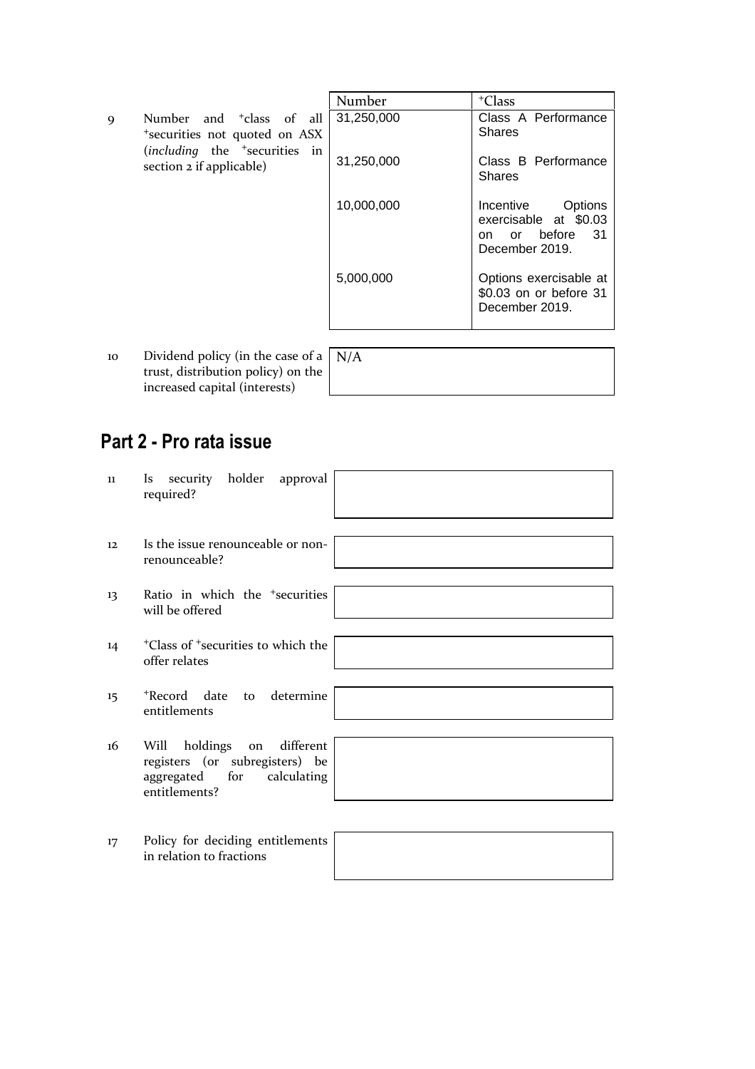| | | Number | +Class |
|---|---|---|---|
| 9 | Number and +class of all +securities not quoted on ASX (*including* the +securities in section 2 if applicable) | 31,250,000 | Class A Performance Shares |
| | | 31,250,000 | Class B Performance Shares |
| | | 10,000,000 | Incentive Options exercisable at $0.03 on or before 31 December 2019. |
| | | 5,000,000 | Options exercisable at $0.03 on or before 31 December 2019. |

| | | |
|---|---|---|
| 10 | Dividend policy (in the case of a trust, distribution policy) on the increased capital (interests) | N/A |

## Part 2 - Pro rata issue

| | | |
|---|---|---|
| 11 | Is security holder approval required? | |
| 12 | Is the issue renounceable or non-renounceable? | |
| 13 | Ratio in which the +securities will be offered | |
| 14 | +Class of +securities to which the offer relates | |
| 15 | +Record date to determine entitlements | |
| 16 | Will holdings on different registers (or subregisters) be aggregated for calculating entitlements? | |
| 17 | Policy for deciding entitlements in relation to fractions | |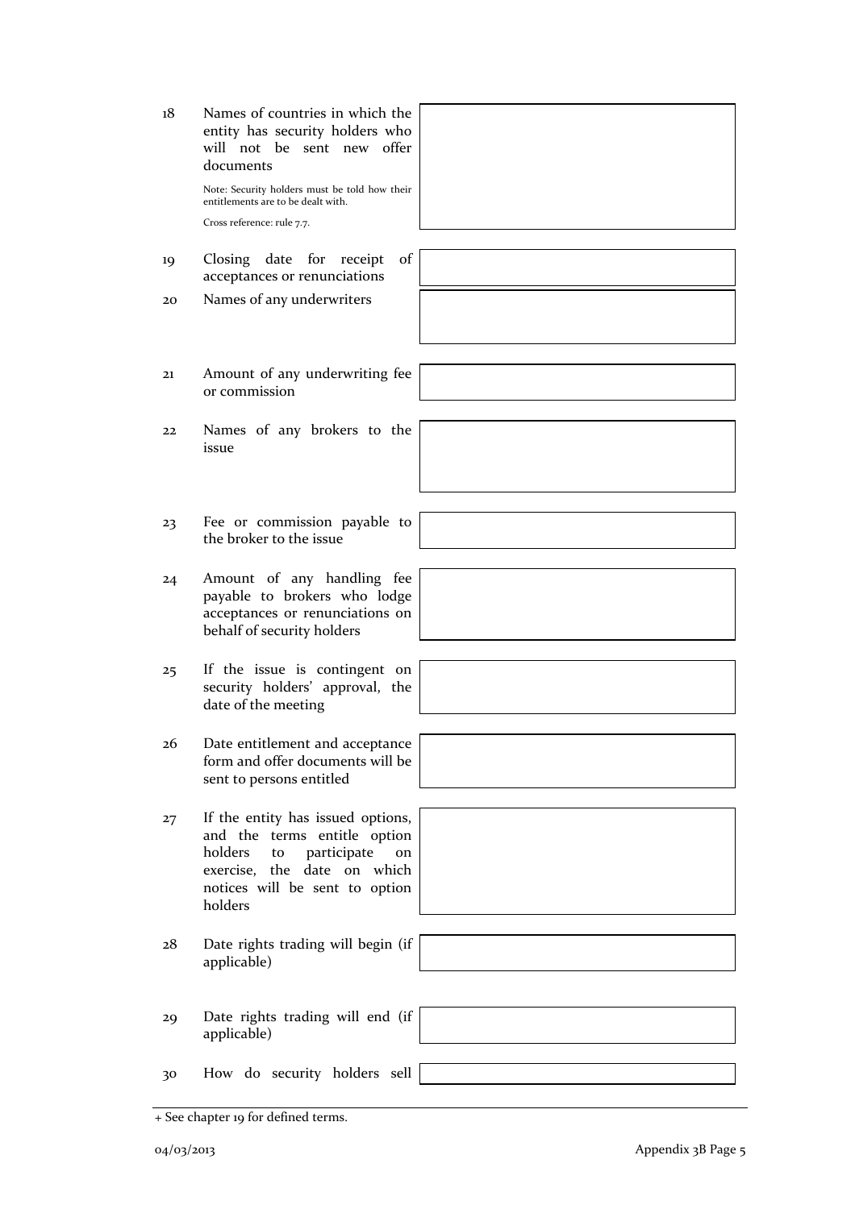| | | |
|---|---|---|
| 18 | Names of countries in which the entity has security holders who will not be sent new offer documents<br><br>Note: Security holders must be told how their entitlements are to be dealt with.<br><br>Cross reference: rule 7.7. | |
| 19 | Closing date for receipt of acceptances or renunciations | |
| 20 | Names of any underwriters | |
| 21 | Amount of any underwriting fee or commission | |
| 22 | Names of any brokers to the issue | |
| 23 | Fee or commission payable to the broker to the issue | |
| 24 | Amount of any handling fee payable to brokers who lodge acceptances or renunciations on behalf of security holders | |
| 25 | If the issue is contingent on security holders' approval, the date of the meeting | |
| 26 | Date entitlement and acceptance form and offer documents will be sent to persons entitled | |
| 27 | If the entity has issued options, and the terms entitle option holders to participate on exercise, the date on which notices will be sent to option holders | |
| 28 | Date rights trading will begin (if applicable) | |
| 29 | Date rights trading will end (if applicable) | |
| 30 | How do security holders sell | |

+ See chapter 19 for defined terms.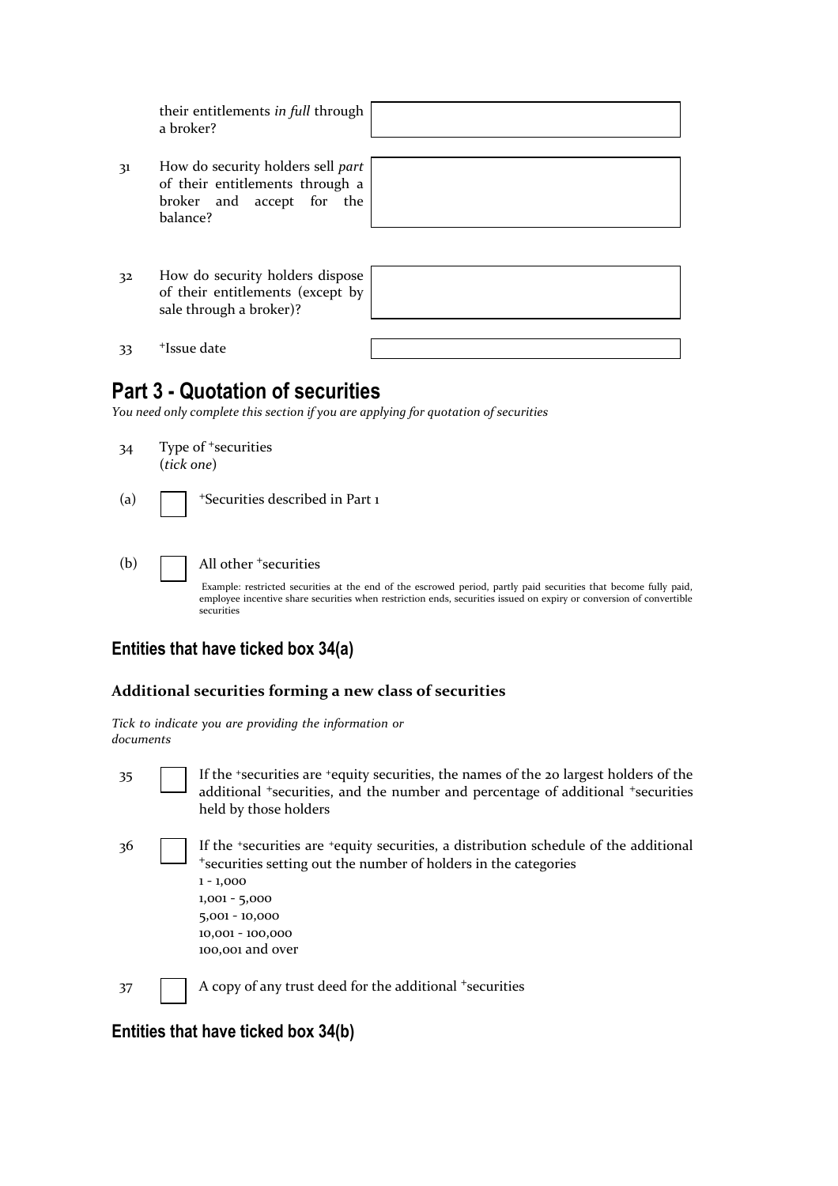their entitlements *in full* through a broker?

31 How do security holders sell *part* of their entitlements through a broker and accept for the balance?

32 How do security holders dispose of their entitlements (except by sale through a broker)?

33 +Issue date

## Part 3 - Quotation of securities

*You need only complete this section if you are applying for quotation of securities*

34 Type of +securities (*tick one*)

(a) ☐ +Securities described in Part 1

(b) ☐ All other +securities

Example: restricted securities at the end of the escrowed period, partly paid securities that become fully paid, employee incentive share securities when restriction ends, securities issued on expiry or conversion of convertible securities

### Entities that have ticked box 34(a)

**Additional securities forming a new class of securities**

*Tick to indicate you are providing the information or documents*

35 ☐ If the +securities are +equity securities, the names of the 20 largest holders of the additional +securities, and the number and percentage of additional +securities held by those holders

36 ☐ If the +securities are +equity securities, a distribution schedule of the additional +securities setting out the number of holders in the categories
1 - 1,000
1,001 - 5,000
5,001 - 10,000
10,001 - 100,000
100,001 and over

37 ☐ A copy of any trust deed for the additional +securities

### Entities that have ticked box 34(b)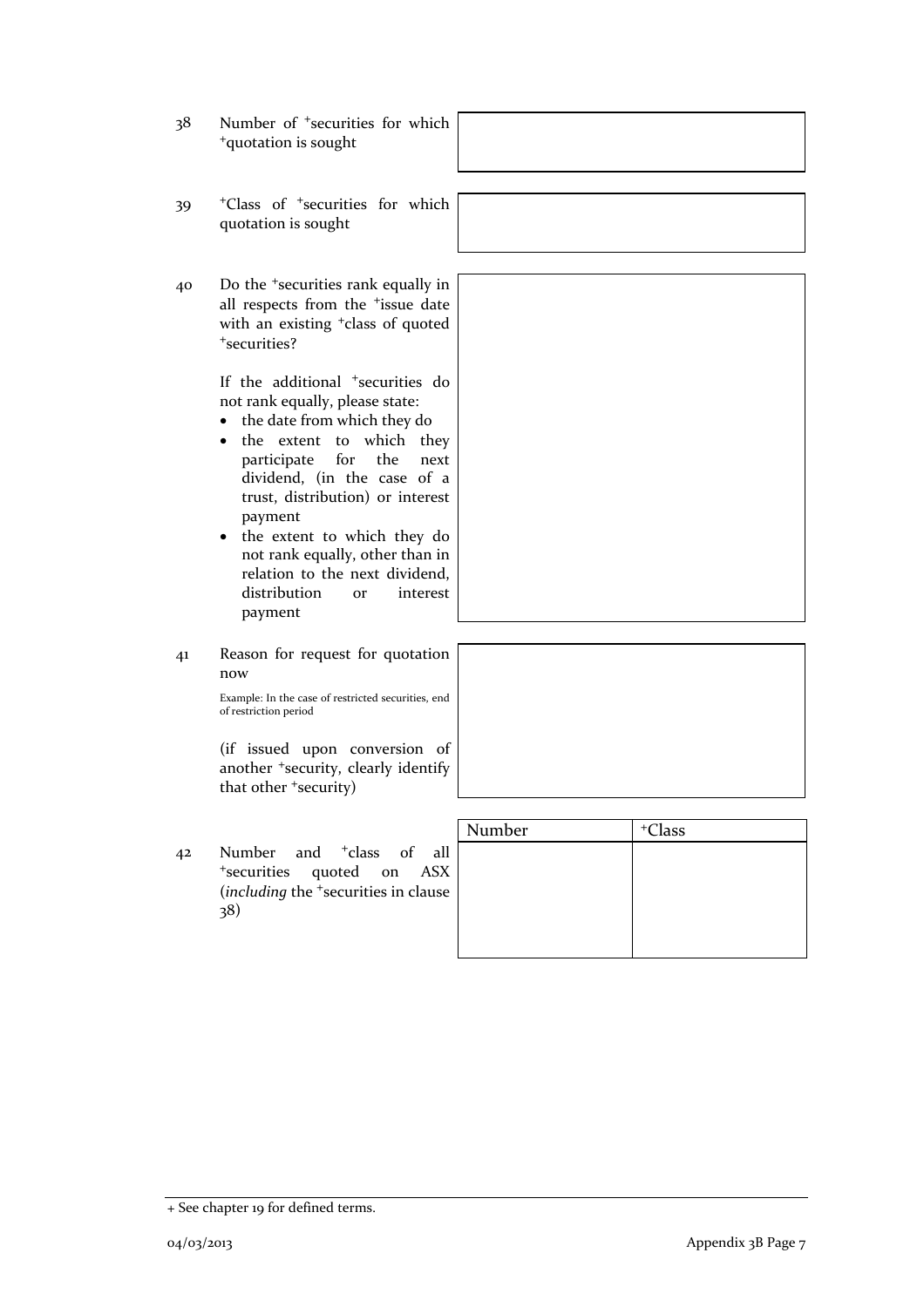38 Number of +securities for which +quotation is sought

39 +Class of +securities for which quotation is sought

40 Do the +securities rank equally in all respects from the +issue date with an existing +class of quoted +securities?

If the additional +securities do not rank equally, please state:

- the date from which they do
- the extent to which they participate for the next dividend, (in the case of a trust, distribution) or interest payment
- the extent to which they do not rank equally, other than in relation to the next dividend, distribution or interest payment

41 Reason for request for quotation now

Example: In the case of restricted securities, end of restriction period

(if issued upon conversion of another +security, clearly identify that other +security)

42 Number and +class of all +securities quoted on ASX (*including* the +securities in clause 38)

| Number | +Class |
|---|---|
| | |

+ See chapter 19 for defined terms.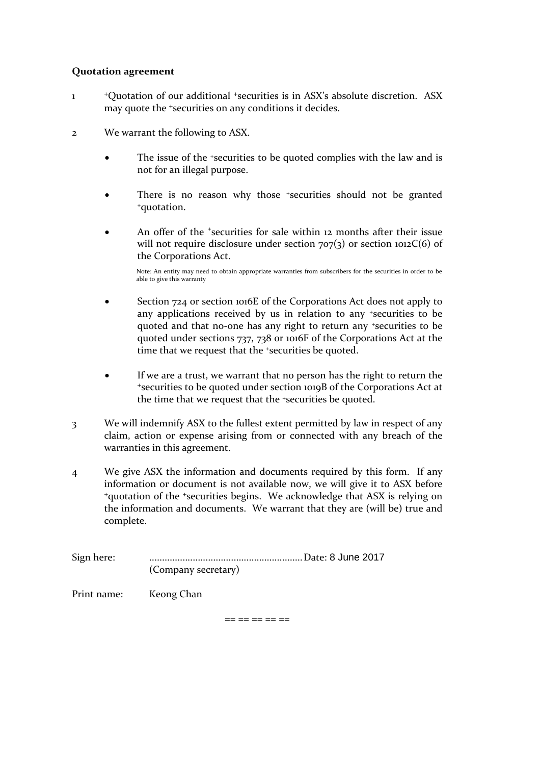**Quotation agreement**

1 +Quotation of our additional +securities is in ASX's absolute discretion. ASX may quote the +securities on any conditions it decides.

2 We warrant the following to ASX.

- The issue of the +securities to be quoted complies with the law and is not for an illegal purpose.
- There is no reason why those +securities should not be granted +quotation.
- An offer of the +securities for sale within 12 months after their issue will not require disclosure under section 707(3) or section 1012C(6) of the Corporations Act.

  Note: An entity may need to obtain appropriate warranties from subscribers for the securities in order to be able to give this warranty

- Section 724 or section 1016E of the Corporations Act does not apply to any applications received by us in relation to any +securities to be quoted and that no-one has any right to return any +securities to be quoted under sections 737, 738 or 1016F of the Corporations Act at the time that we request that the +securities be quoted.
- If we are a trust, we warrant that no person has the right to return the +securities to be quoted under section 1019B of the Corporations Act at the time that we request that the +securities be quoted.

3 We will indemnify ASX to the fullest extent permitted by law in respect of any claim, action or expense arising from or connected with any breach of the warranties in this agreement.

4 We give ASX the information and documents required by this form. If any information or document is not available now, we will give it to ASX before +quotation of the +securities begins. We acknowledge that ASX is relying on the information and documents. We warrant that they are (will be) true and complete.

Sign here: ............................................................ Date: 8 June 2017
(Company secretary)

Print name: Keong Chan

== == == == ==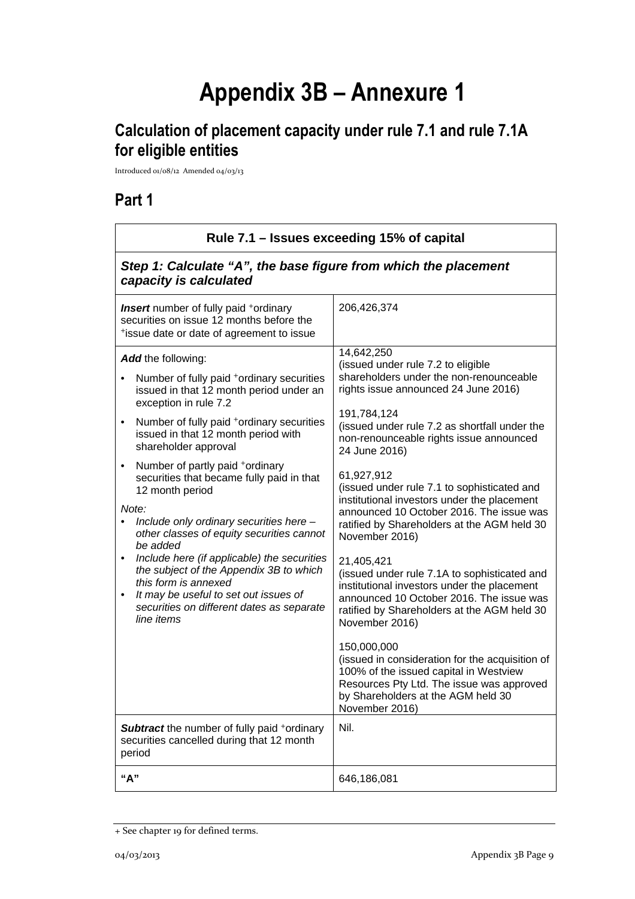# Appendix 3B – Annexure 1

## Calculation of placement capacity under rule 7.1 and rule 7.1A for eligible entities

Introduced 01/08/12 Amended 04/03/13

## Part 1

| Rule 7.1 – Issues exceeding 15% of capital | |
|---|---|
| ***Step 1: Calculate "A", the base figure from which the placement capacity is calculated*** | |
| ***Insert*** number of fully paid +ordinary securities on issue 12 months before the +issue date or date of agreement to issue | 206,426,374 |
| ***Add*** the following:<br>• Number of fully paid +ordinary securities issued in that 12 month period under an exception in rule 7.2<br>• Number of fully paid +ordinary securities issued in that 12 month period with shareholder approval<br>• Number of partly paid +ordinary securities that became fully paid in that 12 month period<br>*Note:*<br>• *Include only ordinary securities here – other classes of equity securities cannot be added*<br>• *Include here (if applicable) the securities the subject of the Appendix 3B to which this form is annexed*<br>• *It may be useful to set out issues of securities on different dates as separate line items* | 14,642,250<br>(issued under rule 7.2 to eligible shareholders under the non-renounceable rights issue announced 24 June 2016)<br><br>191,784,124<br>(issued under rule 7.2 as shortfall under the non-renounceable rights issue announced 24 June 2016)<br><br>61,927,912<br>(issued under rule 7.1 to sophisticated and institutional investors under the placement announced 10 October 2016. The issue was ratified by Shareholders at the AGM held 30 November 2016)<br><br>21,405,421<br>(issued under rule 7.1A to sophisticated and institutional investors under the placement announced 10 October 2016. The issue was ratified by Shareholders at the AGM held 30 November 2016)<br><br>150,000,000<br>(issued in consideration for the acquisition of 100% of the issued capital in Westview Resources Pty Ltd. The issue was approved by Shareholders at the AGM held 30 November 2016) |
| ***Subtract*** the number of fully paid +ordinary securities cancelled during that 12 month period | Nil. |
| **"A"** | 646,186,081 |

+ See chapter 19 for defined terms.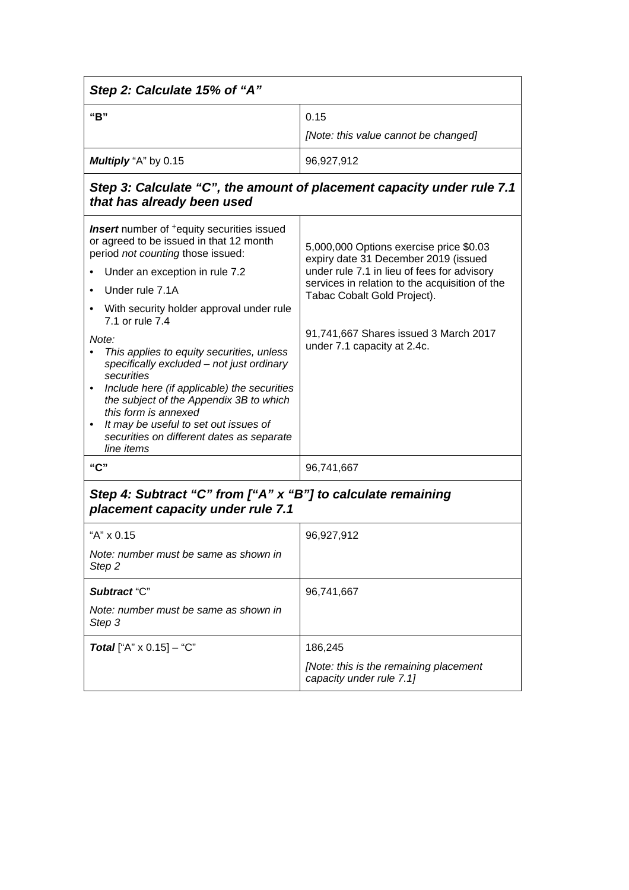| ***Step 2: Calculate 15% of "A"*** | |
|---|---|
| **"B"** | 0.15<br>*[Note: this value cannot be changed]* |
| ***Multiply*** "A" by 0.15 | 96,927,912 |
| ***Step 3: Calculate "C", the amount of placement capacity under rule 7.1 that has already been used*** | |
| ***Insert*** number of +equity securities issued or agreed to be issued in that 12 month period *not counting* those issued:<br>• Under an exception in rule 7.2<br>• Under rule 7.1A<br>• With security holder approval under rule 7.1 or rule 7.4<br>*Note:*<br>• *This applies to equity securities, unless specifically excluded – not just ordinary securities*<br>• *Include here (if applicable) the securities the subject of the Appendix 3B to which this form is annexed*<br>• *It may be useful to set out issues of securities on different dates as separate line items* | 5,000,000 Options exercise price $0.03 expiry date 31 December 2019 (issued under rule 7.1 in lieu of fees for advisory services in relation to the acquisition of the Tabac Cobalt Gold Project).<br><br>91,741,667 Shares issued 3 March 2017 under 7.1 capacity at 2.4c. |
| **"C"** | 96,741,667 |
| ***Step 4: Subtract "C" from ["A" x "B"] to calculate remaining placement capacity under rule 7.1*** | |
| "A" x 0.15<br>*Note: number must be same as shown in Step 2* | 96,927,912 |
| ***Subtract*** "C"<br>*Note: number must be same as shown in Step 3* | 96,741,667 |
| ***Total*** ["A" x 0.15] – "C" | 186,245<br>*[Note: this is the remaining placement capacity under rule 7.1]* |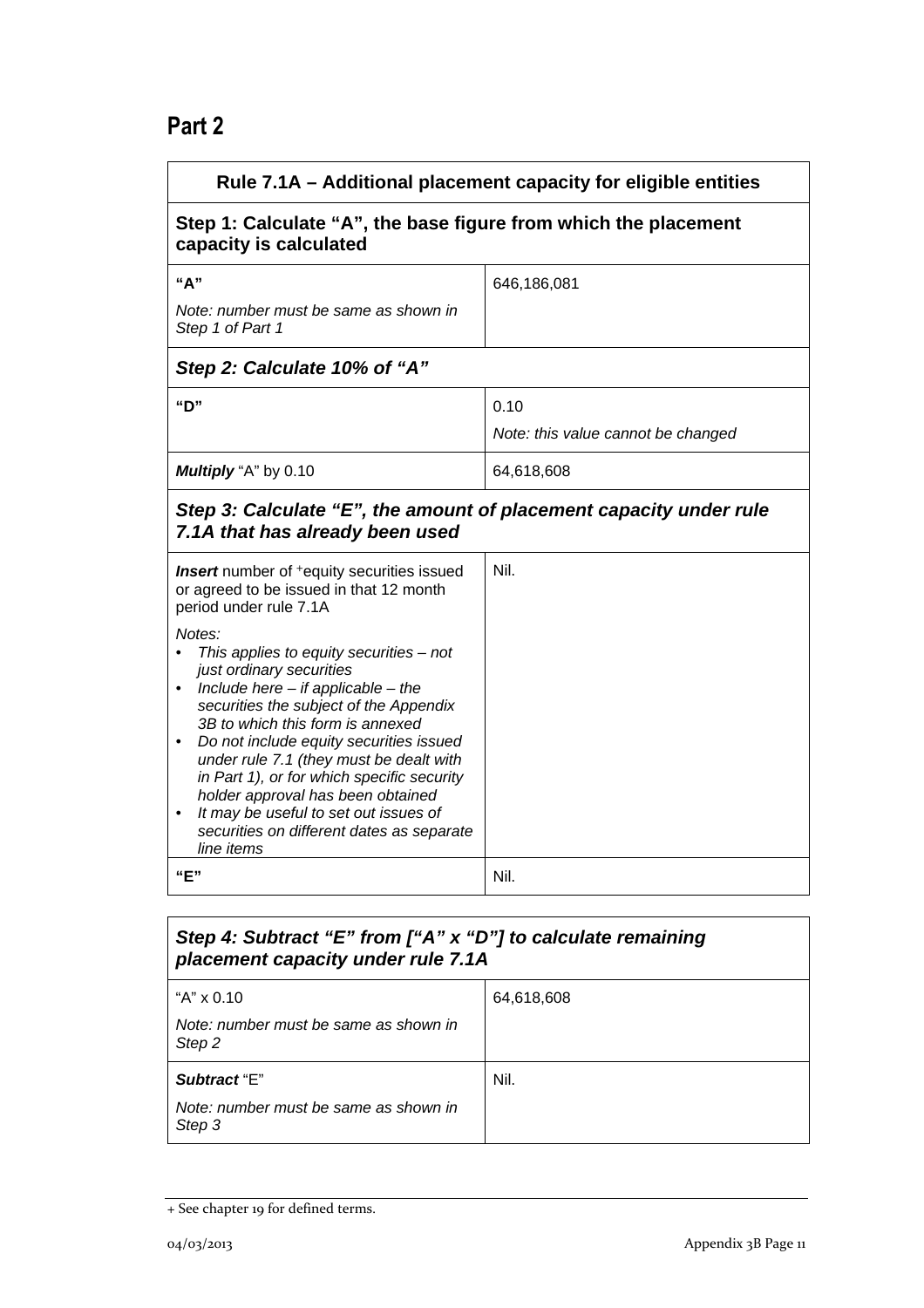## Part 2

| Rule 7.1A – Additional placement capacity for eligible entities | |
|---|---|
| **Step 1: Calculate "A", the base figure from which the placement capacity is calculated** | |
| **"A"**<br><br>*Note: number must be same as shown in Step 1 of Part 1* | 646,186,081 |
| ***Step 2: Calculate 10% of "A"*** | |
| **"D"** | 0.10<br><br>*Note: this value cannot be changed* |
| ***Multiply*** "A" by 0.10 | 64,618,608 |
| ***Step 3: Calculate "E", the amount of placement capacity under rule 7.1A that has already been used*** | |
| ***Insert*** number of +equity securities issued or agreed to be issued in that 12 month period under rule 7.1A<br><br>*Notes:*<br>• *This applies to equity securities – not just ordinary securities*<br>• *Include here – if applicable – the securities the subject of the Appendix 3B to which this form is annexed*<br>• *Do not include equity securities issued under rule 7.1 (they must be dealt with in Part 1), or for which specific security holder approval has been obtained*<br>• *It may be useful to set out issues of securities on different dates as separate line items* | Nil. |
| **"E"** | Nil. |

| ***Step 4: Subtract "E" from ["A" x "D"] to calculate remaining placement capacity under rule 7.1A*** | |
|---|---|
| "A" x 0.10<br><br>*Note: number must be same as shown in Step 2* | 64,618,608 |
| ***Subtract*** "E"<br><br>*Note: number must be same as shown in Step 3* | Nil. |

+ See chapter 19 for defined terms.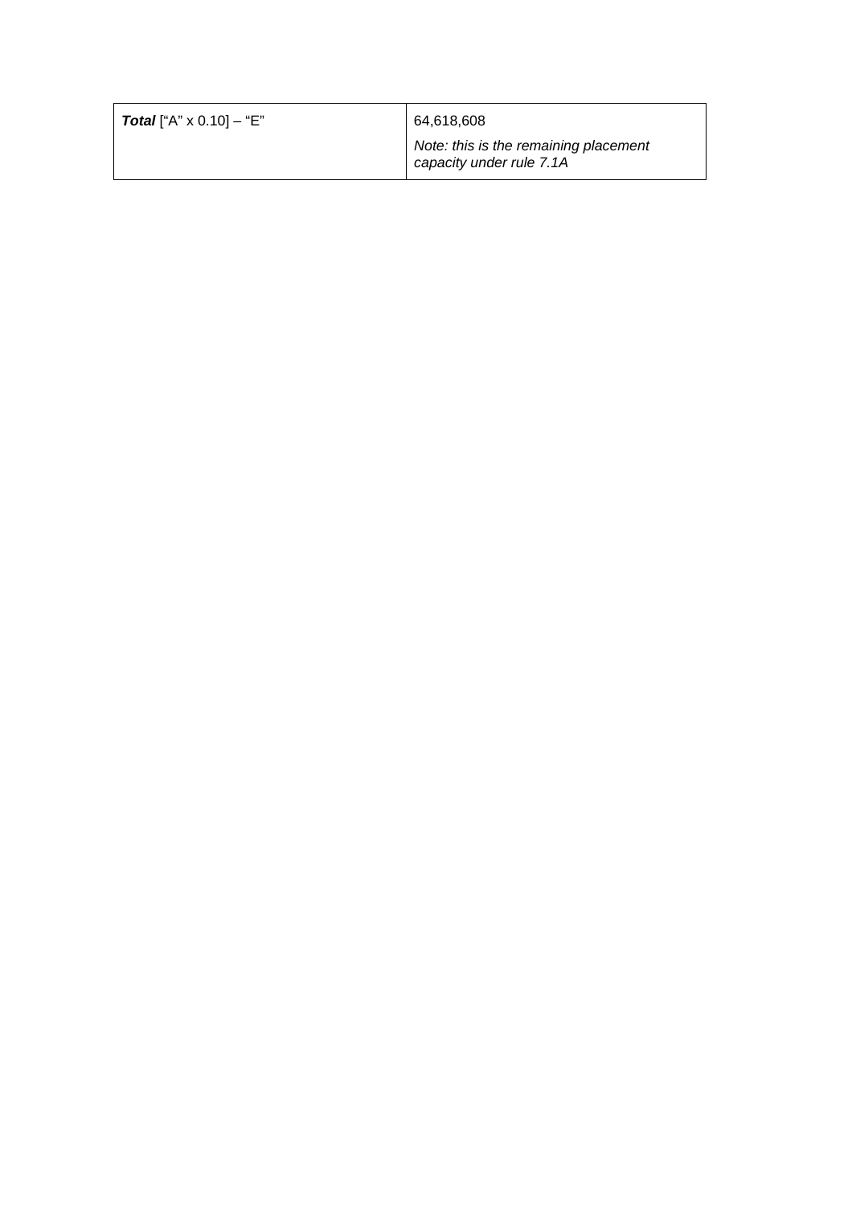| | |
|---|---|
| ***Total*** ["A" x 0.10] – "E" | 64,618,608<br>*Note: this is the remaining placement capacity under rule 7.1A* |